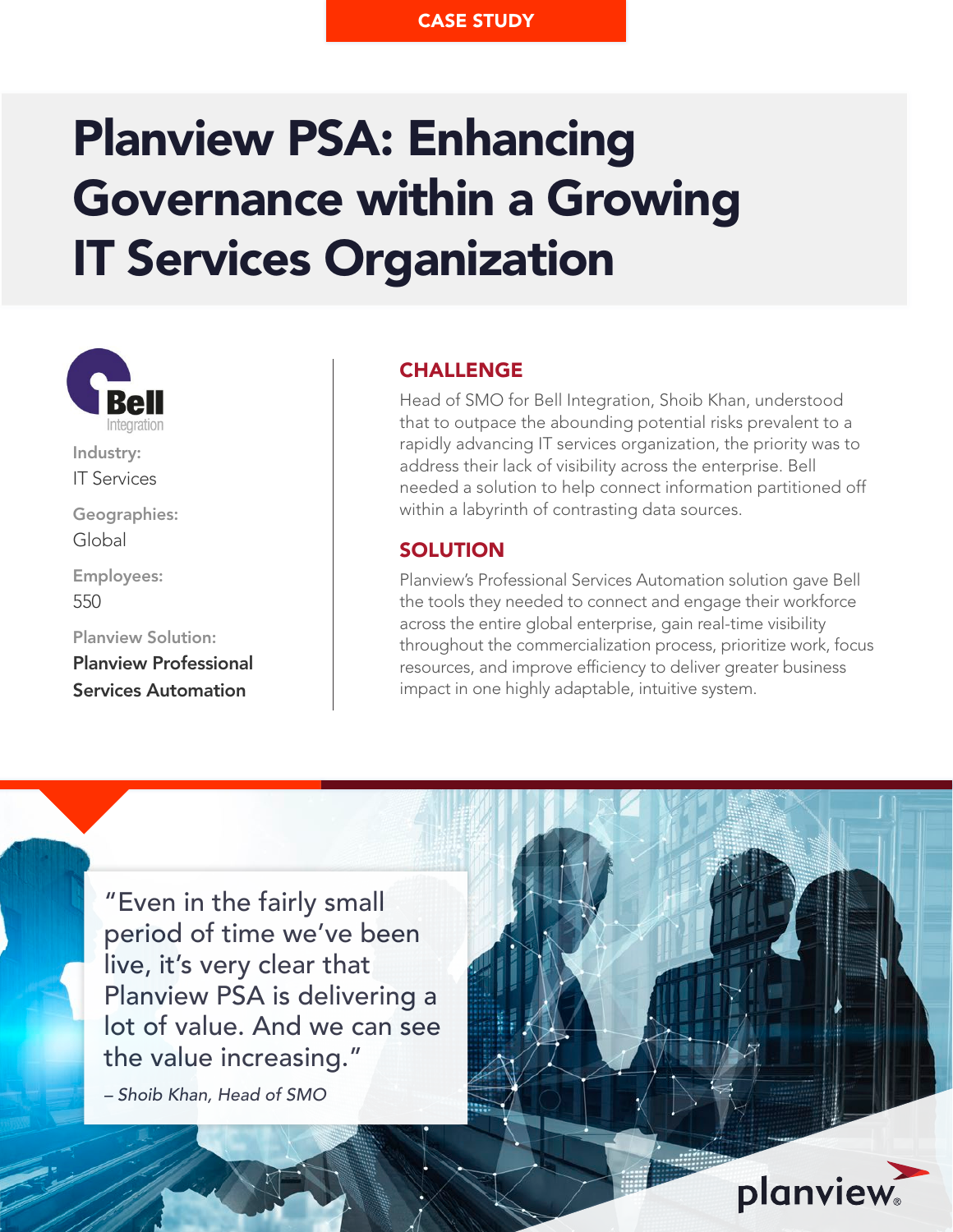CASE STUDY

# Planview PSA: Enhancing Governance within a Growing IT Services Organization

**Industry:**
IT Services

**Geographies:**
Global

**Employees:**
550

**Planview Solution:**
**Planview Professional Services Automation**

## CHALLENGE

Head of SMO for Bell Integration, Shoib Khan, understood that to outpace the abounding potential risks prevalent to a rapidly advancing IT services organization, the priority was to address their lack of visibility across the enterprise. Bell needed a solution to help connect information partitioned off within a labyrinth of contrasting data sources.

## SOLUTION

Planview's Professional Services Automation solution gave Bell the tools they needed to connect and engage their workforce across the entire global enterprise, gain real-time visibility throughout the commercialization process, prioritize work, focus resources, and improve efficiency to deliver greater business impact in one highly adaptable, intuitive system.

> "Even in the fairly small period of time we've been live, it's very clear that Planview PSA is delivering a lot of value. And we can see the value increasing."
>
> *– Shoib Khan, Head of SMO*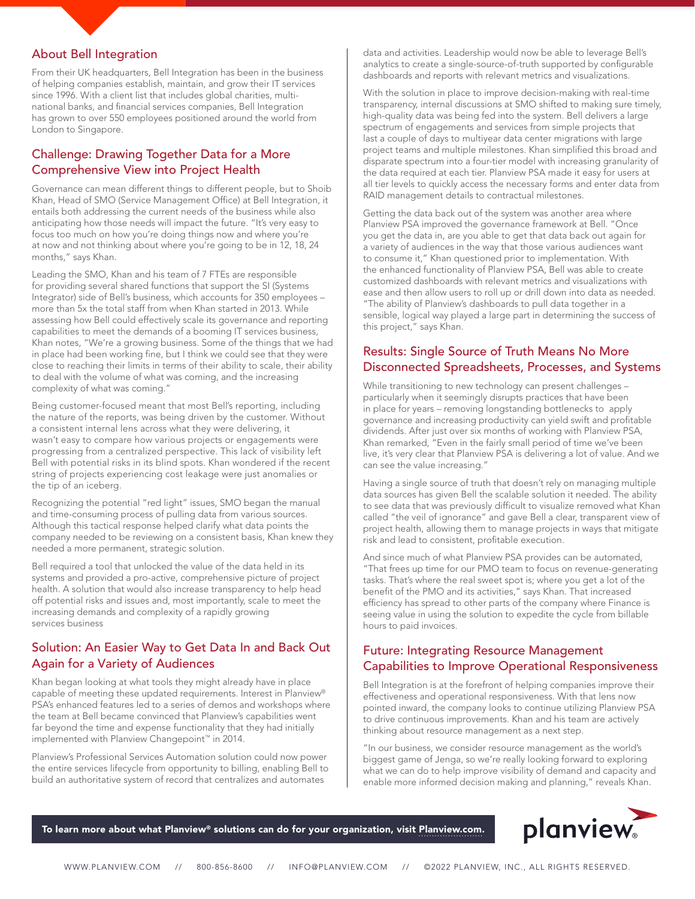## About Bell Integration

From their UK headquarters, Bell Integration has been in the business of helping companies establish, maintain, and grow their IT services since 1996. With a client list that includes global charities, multi-national banks, and financial services companies, Bell Integration has grown to over 550 employees positioned around the world from London to Singapore.

## Challenge: Drawing Together Data for a More Comprehensive View into Project Health

Governance can mean different things to different people, but to Shoib Khan, Head of SMO (Service Management Office) at Bell Integration, it entails both addressing the current needs of the business while also anticipating how those needs will impact the future. "It's very easy to focus too much on how you're doing things now and where you're at now and not thinking about where you're going to be in 12, 18, 24 months," says Khan.

Leading the SMO, Khan and his team of 7 FTEs are responsible for providing several shared functions that support the SI (Systems Integrator) side of Bell's business, which accounts for 350 employees – more than 5x the total staff from when Khan started in 2013. While assessing how Bell could effectively scale its governance and reporting capabilities to meet the demands of a booming IT services business, Khan notes, "We're a growing business. Some of the things that we had in place had been working fine, but I think we could see that they were close to reaching their limits in terms of their ability to scale, their ability to deal with the volume of what was coming, and the increasing complexity of what was coming."

Being customer-focused meant that most Bell's reporting, including the nature of the reports, was being driven by the customer. Without a consistent internal lens across what they were delivering, it wasn't easy to compare how various projects or engagements were progressing from a centralized perspective. This lack of visibility left Bell with potential risks in its blind spots. Khan wondered if the recent string of projects experiencing cost leakage were just anomalies or the tip of an iceberg.

Recognizing the potential "red light" issues, SMO began the manual and time-consuming process of pulling data from various sources. Although this tactical response helped clarify what data points the company needed to be reviewing on a consistent basis, Khan knew they needed a more permanent, strategic solution.

Bell required a tool that unlocked the value of the data held in its systems and provided a pro-active, comprehensive picture of project health. A solution that would also increase transparency to help head off potential risks and issues and, most importantly, scale to meet the increasing demands and complexity of a rapidly growing services business

## Solution: An Easier Way to Get Data In and Back Out Again for a Variety of Audiences

Khan began looking at what tools they might already have in place capable of meeting these updated requirements. Interest in Planview® PSA's enhanced features led to a series of demos and workshops where the team at Bell became convinced that Planview's capabilities went far beyond the time and expense functionality that they had initially implemented with Planview Changepoint™ in 2014.

Planview's Professional Services Automation solution could now power the entire services lifecycle from opportunity to billing, enabling Bell to build an authoritative system of record that centralizes and automates data and activities. Leadership would now be able to leverage Bell's analytics to create a single-source-of-truth supported by configurable dashboards and reports with relevant metrics and visualizations.

With the solution in place to improve decision-making with real-time transparency, internal discussions at SMO shifted to making sure timely, high-quality data was being fed into the system. Bell delivers a large spectrum of engagements and services from simple projects that last a couple of days to multiyear data center migrations with large project teams and multiple milestones. Khan simplified this broad and disparate spectrum into a four-tier model with increasing granularity of the data required at each tier. Planview PSA made it easy for users at all tier levels to quickly access the necessary forms and enter data from RAID management details to contractual milestones.

Getting the data back out of the system was another area where Planview PSA improved the governance framework at Bell. "Once you get the data in, are you able to get that data back out again for a variety of audiences in the way that those various audiences want to consume it," Khan questioned prior to implementation. With the enhanced functionality of Planview PSA, Bell was able to create customized dashboards with relevant metrics and visualizations with ease and then allow users to roll up or drill down into data as needed. "The ability of Planview's dashboards to pull data together in a sensible, logical way played a large part in determining the success of this project," says Khan.

## Results: Single Source of Truth Means No More Disconnected Spreadsheets, Processes, and Systems

While transitioning to new technology can present challenges – particularly when it seemingly disrupts practices that have been in place for years – removing longstanding bottlenecks to apply governance and increasing productivity can yield swift and profitable dividends. After just over six months of working with Planview PSA, Khan remarked, "Even in the fairly small period of time we've been live, it's very clear that Planview PSA is delivering a lot of value. And we can see the value increasing."

Having a single source of truth that doesn't rely on managing multiple data sources has given Bell the scalable solution it needed. The ability to see data that was previously difficult to visualize removed what Khan called "the veil of ignorance" and gave Bell a clear, transparent view of project health, allowing them to manage projects in ways that mitigate risk and lead to consistent, profitable execution.

And since much of what Planview PSA provides can be automated, "That frees up time for our PMO team to focus on revenue-generating tasks. That's where the real sweet spot is; where you get a lot of the benefit of the PMO and its activities," says Khan. That increased efficiency has spread to other parts of the company where Finance is seeing value in using the solution to expedite the cycle from billable hours to paid invoices.

## Future: Integrating Resource Management Capabilities to Improve Operational Responsiveness

Bell Integration is at the forefront of helping companies improve their effectiveness and operational responsiveness. With that lens now pointed inward, the company looks to continue utilizing Planview PSA to drive continuous improvements. Khan and his team are actively thinking about resource management as a next step.

"In our business, we consider resource management as the world's biggest game of Jenga, so we're really looking forward to exploring what we can do to help improve visibility of demand and capacity and enable more informed decision making and planning," reveals Khan.

**To learn more about what Planview® solutions can do for your organization, visit Planview.com.**

WWW.PLANVIEW.COM // 800-856-8600 // INFO@PLANVIEW.COM // ©2022 PLANVIEW, INC., ALL RIGHTS RESERVED.